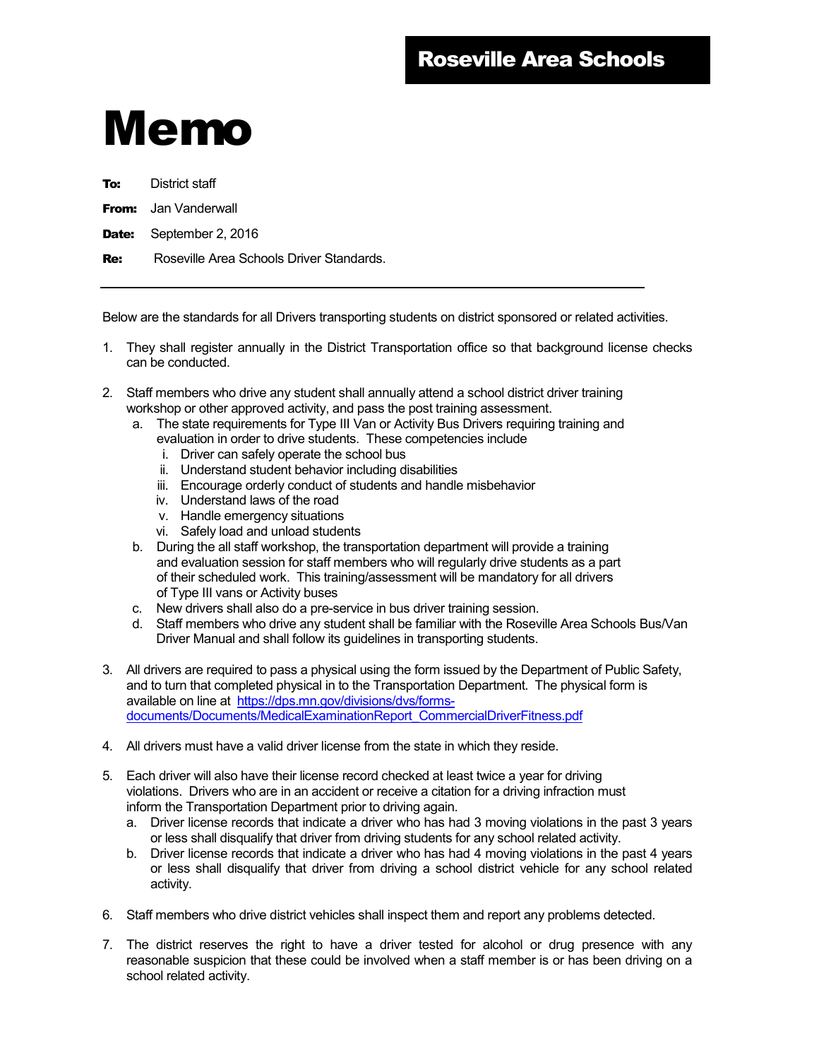Roseville Area Schools

# Memo

**To:** District staff

**From:** Jan Vanderwall

**Date:** September 2, 2016

**Re:** Roseville Area Schools Driver Standards.

---

Below are the standards for all Drivers transporting students on district sponsored or related activities.

1. They shall register annually in the District Transportation office so that background license checks can be conducted.

2. Staff members who drive any student shall annually attend a school district driver training workshop or other approved activity, and pass the post training assessment.
   a. The state requirements for Type III Van or Activity Bus Drivers requiring training and evaluation in order to drive students. These competencies include
      i. Driver can safely operate the school bus
      ii. Understand student behavior including disabilities
      iii. Encourage orderly conduct of students and handle misbehavior
      iv. Understand laws of the road
      v. Handle emergency situations
      vi. Safely load and unload students
   b. During the all staff workshop, the transportation department will provide a training and evaluation session for staff members who will regularly drive students as a part of their scheduled work. This training/assessment will be mandatory for all drivers of Type III vans or Activity buses
   c. New drivers shall also do a pre-service in bus driver training session.
   d. Staff members who drive any student shall be familiar with the Roseville Area Schools Bus/Van Driver Manual and shall follow its guidelines in transporting students.

3. All drivers are required to pass a physical using the form issued by the Department of Public Safety, and to turn that completed physical in to the Transportation Department. The physical form is available on line at https://dps.mn.gov/divisions/dvs/forms-documents/Documents/MedicalExaminationReport_CommercialDriverFitness.pdf

4. All drivers must have a valid driver license from the state in which they reside.

5. Each driver will also have their license record checked at least twice a year for driving violations. Drivers who are in an accident or receive a citation for a driving infraction must inform the Transportation Department prior to driving again.
   a. Driver license records that indicate a driver who has had 3 moving violations in the past 3 years or less shall disqualify that driver from driving students for any school related activity.
   b. Driver license records that indicate a driver who has had 4 moving violations in the past 4 years or less shall disqualify that driver from driving a school district vehicle for any school related activity.

6. Staff members who drive district vehicles shall inspect them and report any problems detected.

7. The district reserves the right to have a driver tested for alcohol or drug presence with any reasonable suspicion that these could be involved when a staff member is or has been driving on a school related activity.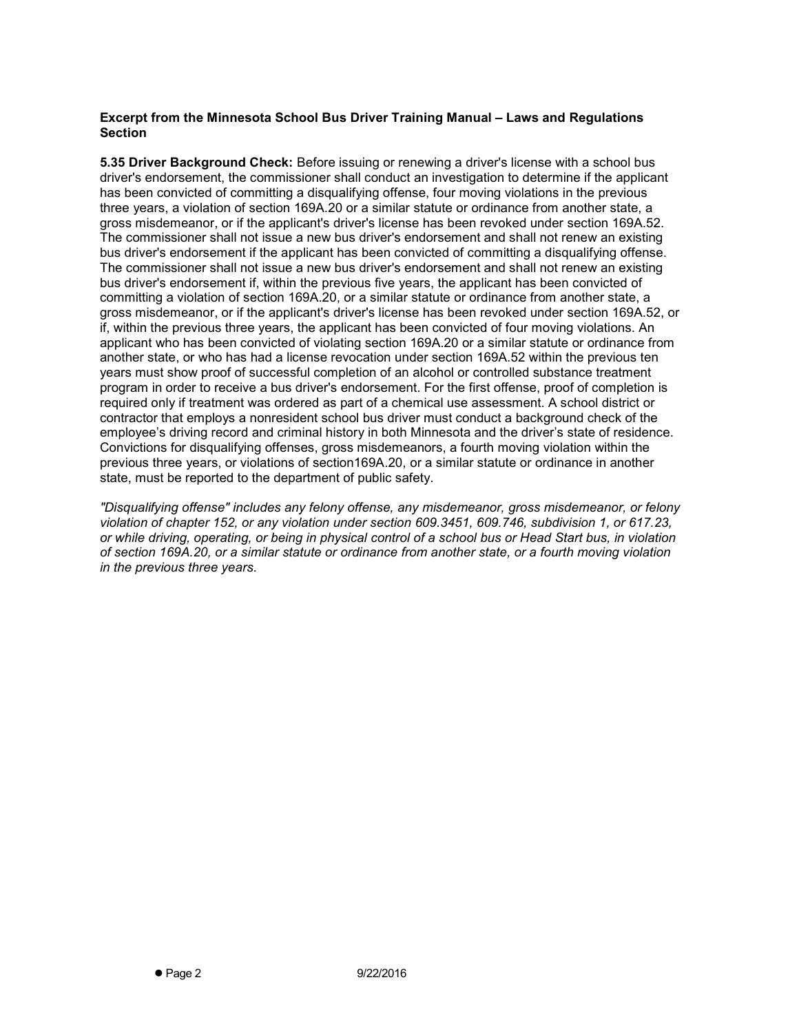**Excerpt from the Minnesota School Bus Driver Training Manual – Laws and Regulations Section**

**5.35 Driver Background Check:** Before issuing or renewing a driver's license with a school bus driver's endorsement, the commissioner shall conduct an investigation to determine if the applicant has been convicted of committing a disqualifying offense, four moving violations in the previous three years, a violation of section 169A.20 or a similar statute or ordinance from another state, a gross misdemeanor, or if the applicant's driver's license has been revoked under section 169A.52. The commissioner shall not issue a new bus driver's endorsement and shall not renew an existing bus driver's endorsement if the applicant has been convicted of committing a disqualifying offense. The commissioner shall not issue a new bus driver's endorsement and shall not renew an existing bus driver's endorsement if, within the previous five years, the applicant has been convicted of committing a violation of section 169A.20, or a similar statute or ordinance from another state, a gross misdemeanor, or if the applicant's driver's license has been revoked under section 169A.52, or if, within the previous three years, the applicant has been convicted of four moving violations. An applicant who has been convicted of violating section 169A.20 or a similar statute or ordinance from another state, or who has had a license revocation under section 169A.52 within the previous ten years must show proof of successful completion of an alcohol or controlled substance treatment program in order to receive a bus driver's endorsement. For the first offense, proof of completion is required only if treatment was ordered as part of a chemical use assessment. A school district or contractor that employs a nonresident school bus driver must conduct a background check of the employee's driving record and criminal history in both Minnesota and the driver's state of residence. Convictions for disqualifying offenses, gross misdemeanors, a fourth moving violation within the previous three years, or violations of section169A.20, or a similar statute or ordinance in another state, must be reported to the department of public safety.

*"Disqualifying offense" includes any felony offense, any misdemeanor, gross misdemeanor, or felony violation of chapter 152, or any violation under section 609.3451, 609.746, subdivision 1, or 617.23, or while driving, operating, or being in physical control of a school bus or Head Start bus, in violation of section 169A.20, or a similar statute or ordinance from another state, or a fourth moving violation in the previous three years.*